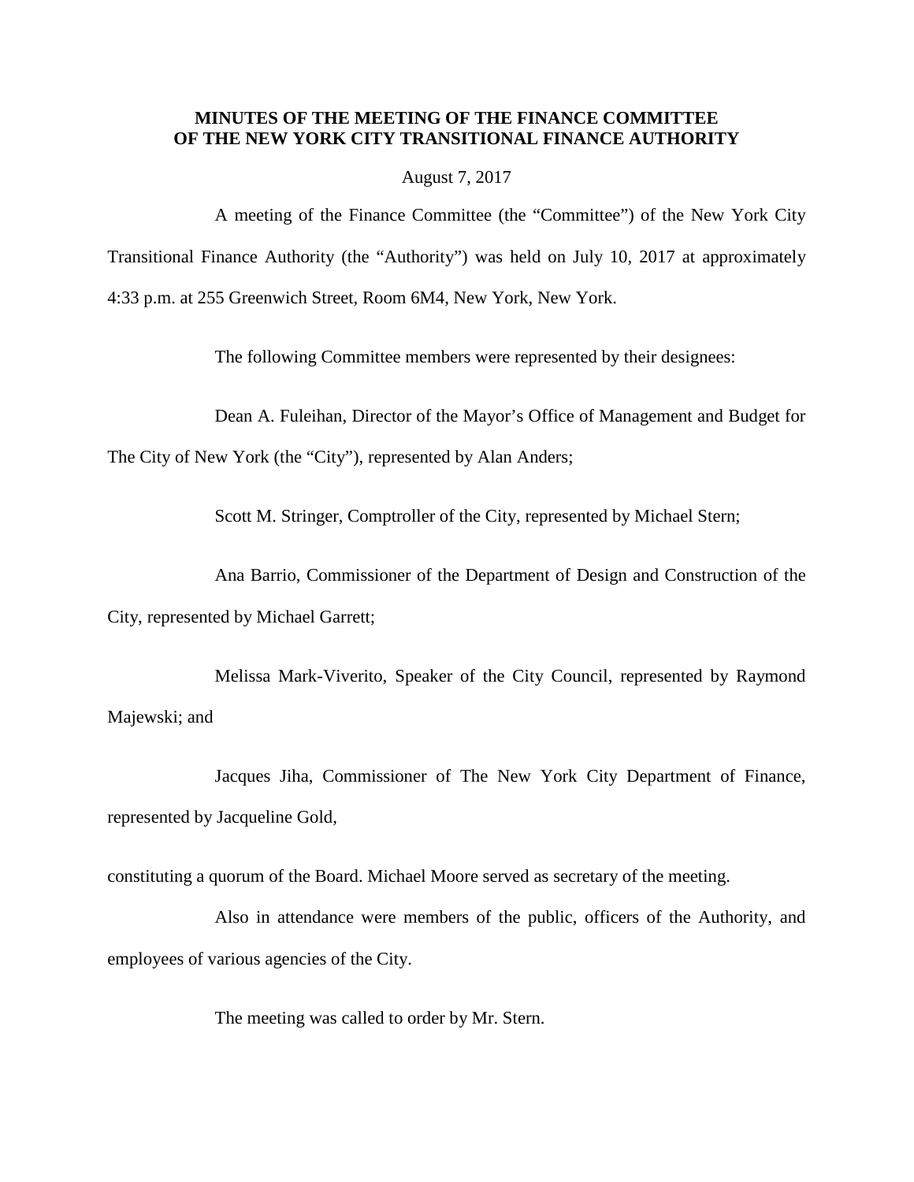**MINUTES OF THE MEETING OF THE FINANCE COMMITTEE OF THE NEW YORK CITY TRANSITIONAL FINANCE AUTHORITY**

August 7, 2017

A meeting of the Finance Committee (the "Committee") of the New York City Transitional Finance Authority (the "Authority") was held on July 10, 2017 at approximately 4:33 p.m. at 255 Greenwich Street, Room 6M4, New York, New York.

The following Committee members were represented by their designees:

Dean A. Fuleihan, Director of the Mayor's Office of Management and Budget for The City of New York (the "City"), represented by Alan Anders;

Scott M. Stringer, Comptroller of the City, represented by Michael Stern;

Ana Barrio, Commissioner of the Department of Design and Construction of the City, represented by Michael Garrett;

Melissa Mark-Viverito, Speaker of the City Council, represented by Raymond Majewski; and

Jacques Jiha, Commissioner of The New York City Department of Finance, represented by Jacqueline Gold,

constituting a quorum of the Board. Michael Moore served as secretary of the meeting.

Also in attendance were members of the public, officers of the Authority, and employees of various agencies of the City.

The meeting was called to order by Mr. Stern.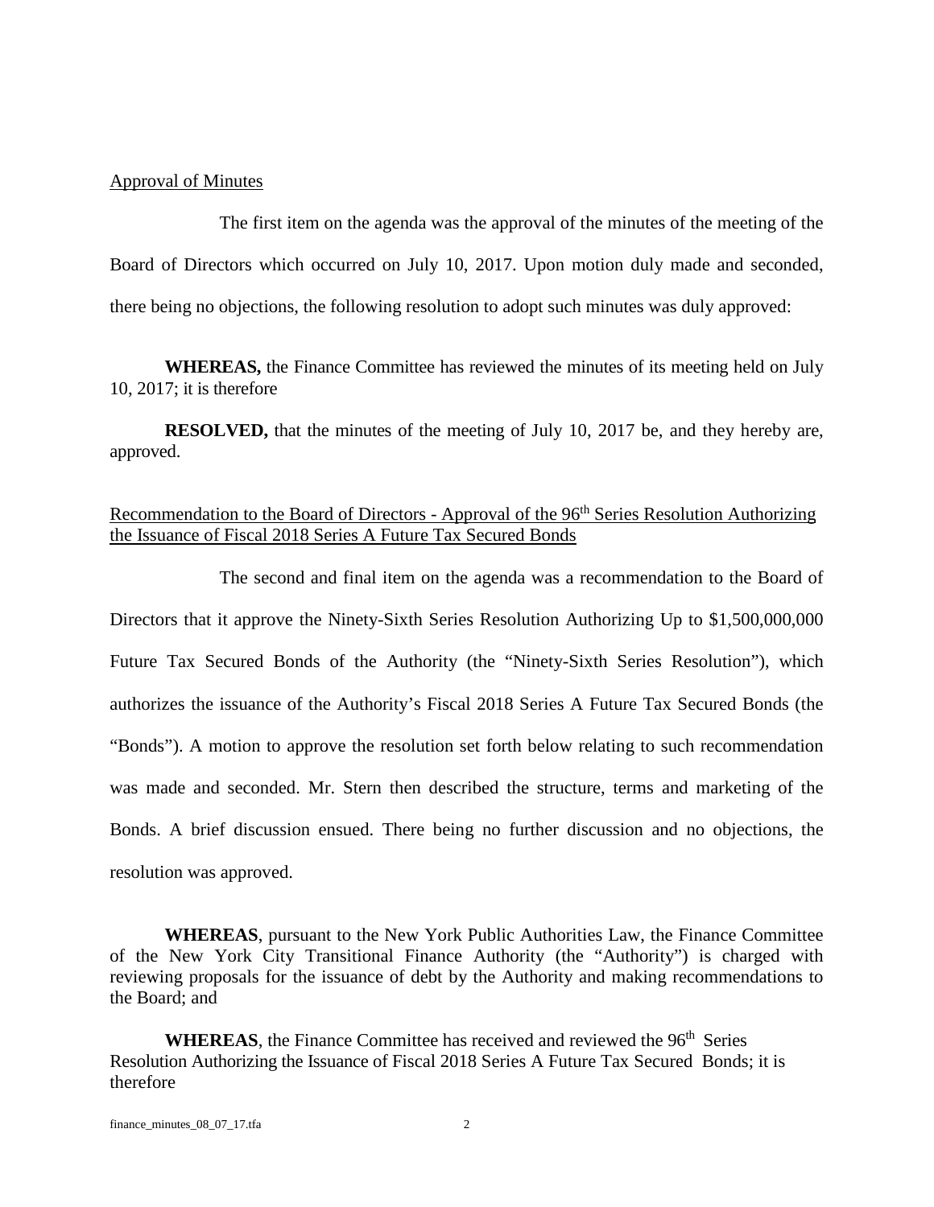Approval of Minutes

The first item on the agenda was the approval of the minutes of the meeting of the Board of Directors which occurred on July 10, 2017. Upon motion duly made and seconded, there being no objections, the following resolution to adopt such minutes was duly approved:

**WHEREAS,** the Finance Committee has reviewed the minutes of its meeting held on July 10, 2017; it is therefore

**RESOLVED,** that the minutes of the meeting of July 10, 2017 be, and they hereby are, approved.

Recommendation to the Board of Directors - Approval of the 96th Series Resolution Authorizing the Issuance of Fiscal 2018 Series A Future Tax Secured Bonds

The second and final item on the agenda was a recommendation to the Board of Directors that it approve the Ninety-Sixth Series Resolution Authorizing Up to $1,500,000,000 Future Tax Secured Bonds of the Authority (the "Ninety-Sixth Series Resolution"), which authorizes the issuance of the Authority's Fiscal 2018 Series A Future Tax Secured Bonds (the "Bonds"). A motion to approve the resolution set forth below relating to such recommendation was made and seconded. Mr. Stern then described the structure, terms and marketing of the Bonds. A brief discussion ensued. There being no further discussion and no objections, the resolution was approved.

**WHEREAS**, pursuant to the New York Public Authorities Law, the Finance Committee of the New York City Transitional Finance Authority (the "Authority") is charged with reviewing proposals for the issuance of debt by the Authority and making recommendations to the Board; and

**WHEREAS**, the Finance Committee has received and reviewed the 96th Series Resolution Authorizing the Issuance of Fiscal 2018 Series A Future Tax Secured Bonds; it is therefore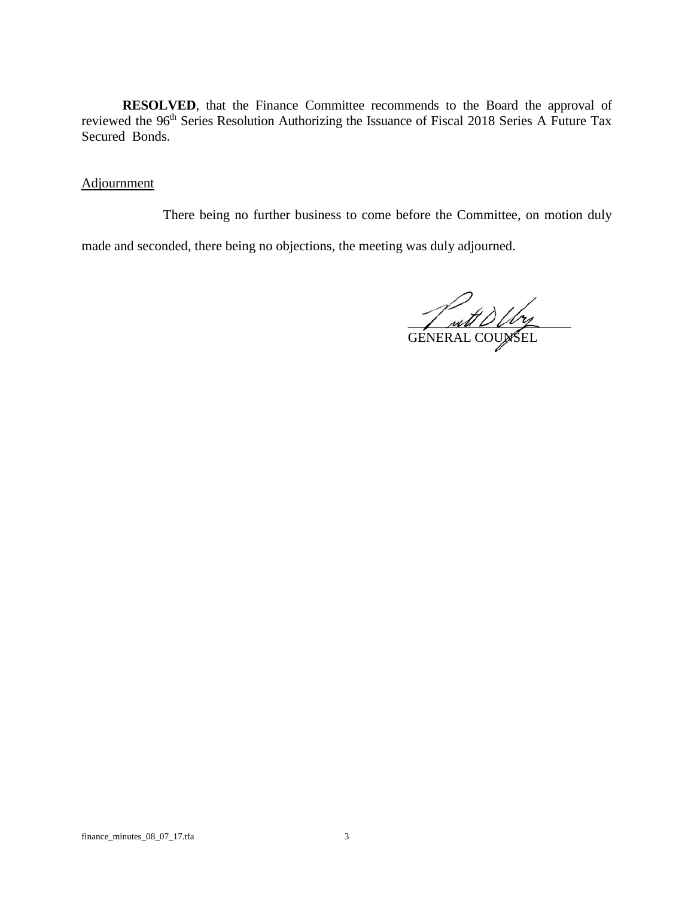**RESOLVED**, that the Finance Committee recommends to the Board the approval of reviewed the 96th Series Resolution Authorizing the Issuance of Fiscal 2018 Series A Future Tax Secured Bonds.

<u>Adjournment</u>

There being no further business to come before the Committee, on motion duly made and seconded, there being no objections, the meeting was duly adjourned.

GENERAL COUNSEL